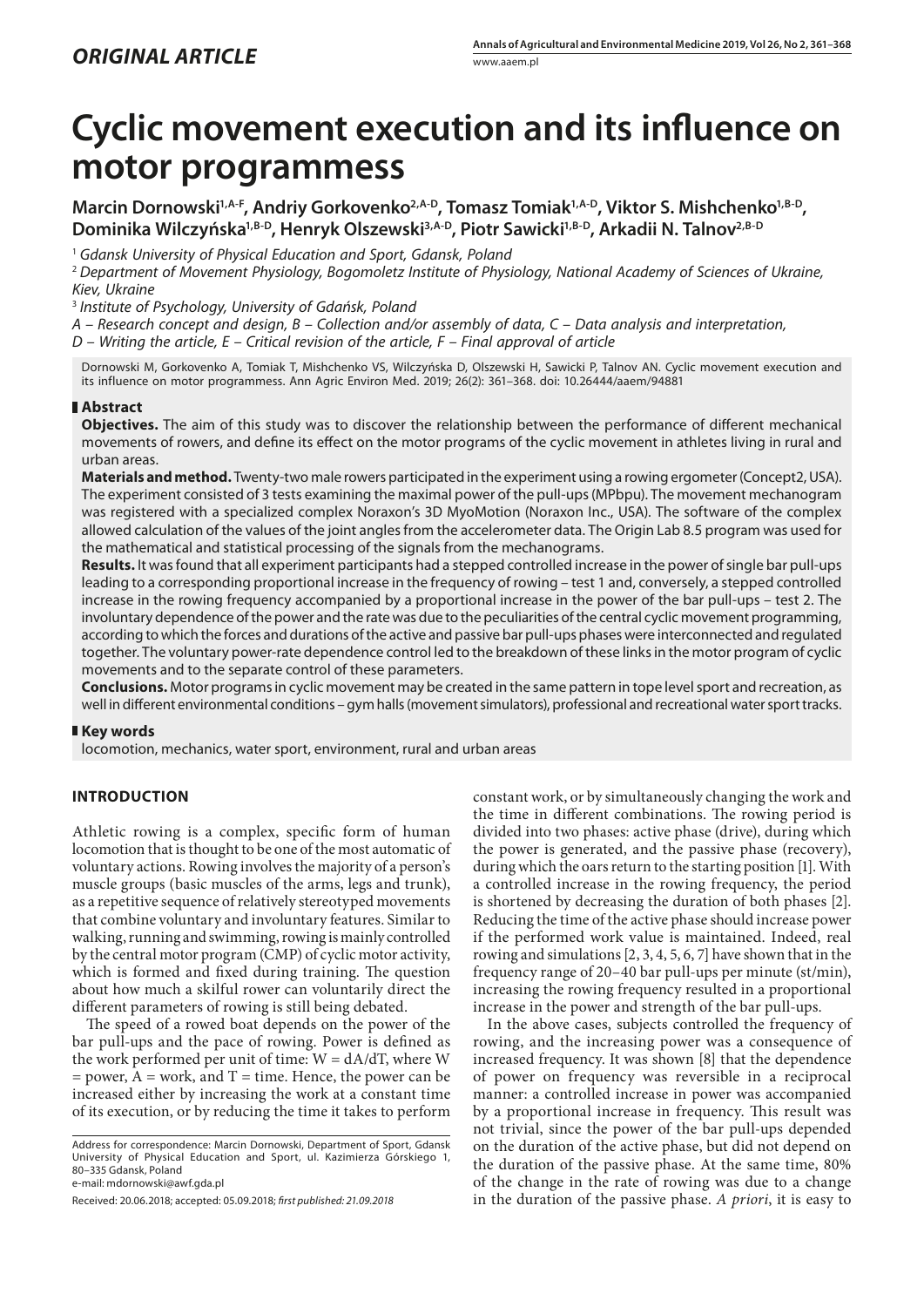*ORIGINAL ARTICLE*

# Cyclic movement execution and its influence on motor programmess

**Marcin Dornowski[1,A-F], Andriy Gorkovenko[2,A-D], Tomasz Tomiak[1,A-D], Viktor S. Mishchenko[1,B-D], Dominika Wilczyńska[1,B-D], Henryk Olszewski[3,A-D], Piotr Sawicki[1,B-D], Arkadii N. Talnov[2,B-D]**

[1] *Gdansk University of Physical Education and Sport, Gdansk, Poland*

[2] *Department of Movement Physiology, Bogomoletz Institute of Physiology, National Academy of Sciences of Ukraine, Kiev, Ukraine*

[3] *Institute of Psychology, University of Gdańsk, Poland*

*A – Research concept and design, B – Collection and/or assembly of data, C – Data analysis and interpretation, D – Writing the article, E – Critical revision of the article, F – Final approval of article*

Dornowski M, Gorkovenko A, Tomiak T, Mishchenko VS, Wilczyńska D, Olszewski H, Sawicki P, Talnov AN. Cyclic movement execution and its influence on motor programmess. Ann Agric Environ Med. 2019; 26(2): 361–368. doi: 10.26444/aaem/94881

## Abstract

**Objectives.** The aim of this study was to discover the relationship between the performance of different mechanical movements of rowers, and define its effect on the motor programs of the cyclic movement in athletes living in rural and urban areas.

**Materials and method.** Twenty-two male rowers participated in the experiment using a rowing ergometer (Concept2, USA). The experiment consisted of 3 tests examining the maximal power of the pull-ups (MPbpu). The movement mechanogram was registered with a specialized complex Noraxon's 3D MyoMotion (Noraxon Inc., USA). The software of the complex allowed calculation of the values of the joint angles from the accelerometer data. The Origin Lab 8.5 program was used for the mathematical and statistical processing of the signals from the mechanograms.

**Results.** It was found that all experiment participants had a stepped controlled increase in the power of single bar pull-ups leading to a corresponding proportional increase in the frequency of rowing – test 1 and, conversely, a stepped controlled increase in the rowing frequency accompanied by a proportional increase in the power of the bar pull-ups – test 2. The involuntary dependence of the power and the rate was due to the peculiarities of the central cyclic movement programming, according to which the forces and durations of the active and passive bar pull-ups phases were interconnected and regulated together. The voluntary power-rate dependence control led to the breakdown of these links in the motor program of cyclic movements and to the separate control of these parameters.

**Conclusions.** Motor programs in cyclic movement may be created in the same pattern in tope level sport and recreation, as well in different environmental conditions – gym halls (movement simulators), professional and recreational water sport tracks.

## Key words

locomotion, mechanics, water sport, environment, rural and urban areas

## INTRODUCTION

Athletic rowing is a complex, specific form of human locomotion that is thought to be one of the most automatic of voluntary actions. Rowing involves the majority of a person's muscle groups (basic muscles of the arms, legs and trunk), as a repetitive sequence of relatively stereotyped movements that combine voluntary and involuntary features. Similar to walking, running and swimming, rowing is mainly controlled by the central motor program (CMP) of cyclic motor activity, which is formed and fixed during training. The question about how much a skilful rower can voluntarily direct the different parameters of rowing is still being debated.

The speed of a rowed boat depends on the power of the bar pull-ups and the pace of rowing. Power is defined as the work performed per unit of time: $W = dA/dT$, where W = power, A = work, and T = time. Hence, the power can be increased either by increasing the work at a constant time of its execution, or by reducing the time it takes to perform constant work, or by simultaneously changing the work and the time in different combinations. The rowing period is divided into two phases: active phase (drive), during which the power is generated, and the passive phase (recovery), during which the oars return to the starting position [1]. With a controlled increase in the rowing frequency, the period is shortened by decreasing the duration of both phases [2]. Reducing the time of the active phase should increase power if the performed work value is maintained. Indeed, real rowing and simulations [2, 3, 4, 5, 6, 7] have shown that in the frequency range of 20–40 bar pull-ups per minute (st/min), increasing the rowing frequency resulted in a proportional increase in the power and strength of the bar pull-ups.

In the above cases, subjects controlled the frequency of rowing, and the increasing power was a consequence of increased frequency. It was shown [8] that the dependence of power on frequency was reversible in a reciprocal manner: a controlled increase in power was accompanied by a proportional increase in frequency. This result was not trivial, since the power of the bar pull-ups depended on the duration of the active phase, but did not depend on the duration of the passive phase. At the same time, 80% of the change in the rate of rowing was due to a change in the duration of the passive phase. *A priori*, it is easy to

Address for correspondence: Marcin Dornowski, Department of Sport, Gdansk University of Physical Education and Sport, ul. Kazimierza Górskiego 1, 80–335 Gdansk, Poland
e-mail: mdornowski@awf.gda.pl

Received: 20.06.2018; accepted: 05.09.2018; *first published: 21.09.2018*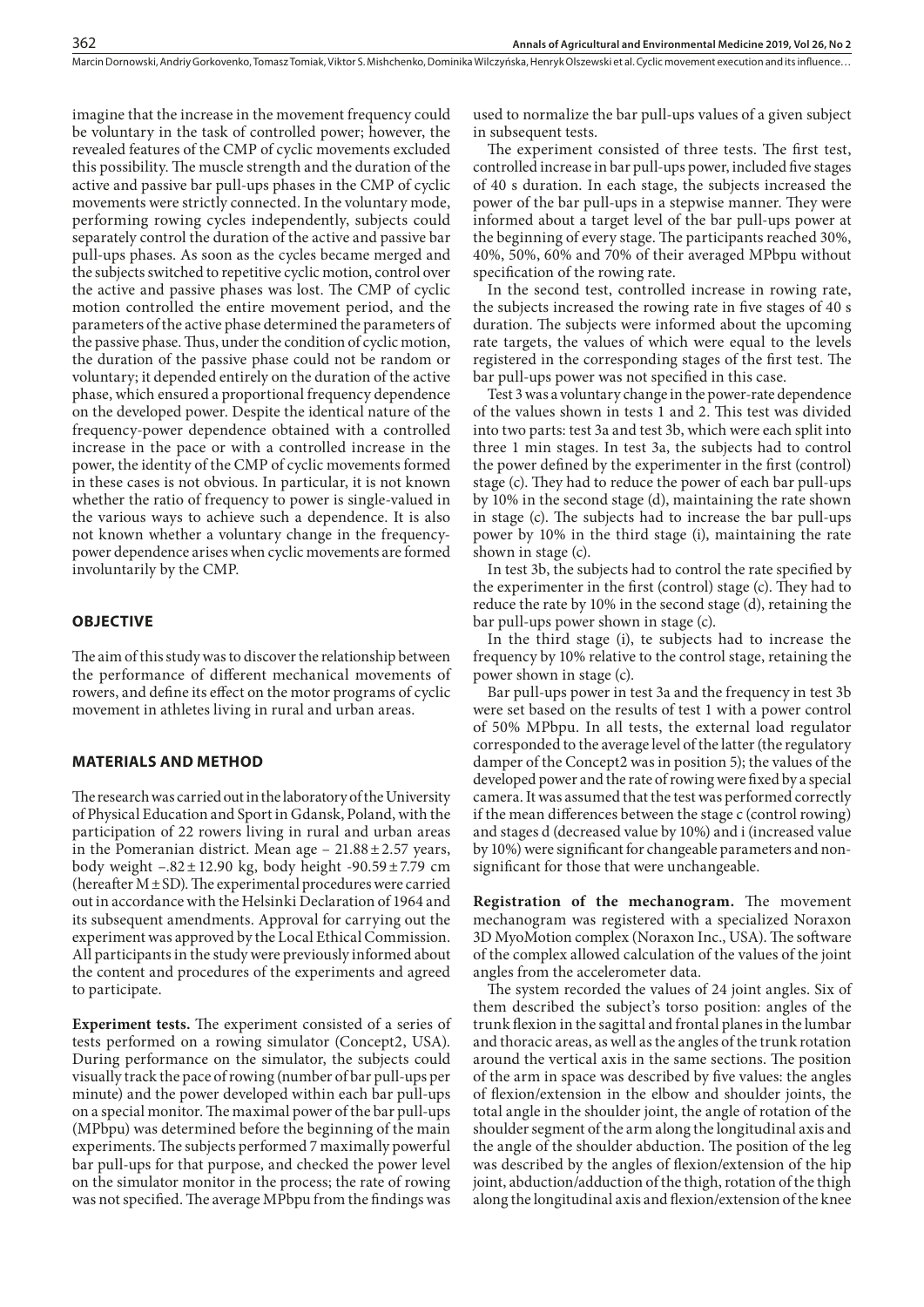imagine that the increase in the movement frequency could be voluntary in the task of controlled power; however, the revealed features of the CMP of cyclic movements excluded this possibility. The muscle strength and the duration of the active and passive bar pull-ups phases in the CMP of cyclic movements were strictly connected. In the voluntary mode, performing rowing cycles independently, subjects could separately control the duration of the active and passive bar pull-ups phases. As soon as the cycles became merged and the subjects switched to repetitive cyclic motion, control over the active and passive phases was lost. The CMP of cyclic motion controlled the entire movement period, and the parameters of the active phase determined the parameters of the passive phase. Thus, under the condition of cyclic motion, the duration of the passive phase could not be random or voluntary; it depended entirely on the duration of the active phase, which ensured a proportional frequency dependence on the developed power. Despite the identical nature of the frequency-power dependence obtained with a controlled increase in the pace or with a controlled increase in the power, the identity of the CMP of cyclic movements formed in these cases is not obvious. In particular, it is not known whether the ratio of frequency to power is single-valued in the various ways to achieve such a dependence. It is also not known whether a voluntary change in the frequency-power dependence arises when cyclic movements are formed involuntarily by the CMP.

## OBJECTIVE

The aim of this study was to discover the relationship between the performance of different mechanical movements of rowers, and define its effect on the motor programs of cyclic movement in athletes living in rural and urban areas.

## MATERIALS AND METHOD

The research was carried out in the laboratory of the University of Physical Education and Sport in Gdansk, Poland, with the participation of 22 rowers living in rural and urban areas in the Pomeranian district. Mean age – 21.88 ± 2.57 years, body weight –.82 ± 12.90 kg, body height -90.59 ± 7.79 cm (hereafter M ± SD). The experimental procedures were carried out in accordance with the Helsinki Declaration of 1964 and its subsequent amendments. Approval for carrying out the experiment was approved by the Local Ethical Commission. All participants in the study were previously informed about the content and procedures of the experiments and agreed to participate.

**Experiment tests.** The experiment consisted of a series of tests performed on a rowing simulator (Concept2, USA). During performance on the simulator, the subjects could visually track the pace of rowing (number of bar pull-ups per minute) and the power developed within each bar pull-ups on a special monitor. The maximal power of the bar pull-ups (MPbpu) was determined before the beginning of the main experiments. The subjects performed 7 maximally powerful bar pull-ups for that purpose, and checked the power level on the simulator monitor in the process; the rate of rowing was not specified. The average MPbpu from the findings was used to normalize the bar pull-ups values of a given subject in subsequent tests.

The experiment consisted of three tests. The first test, controlled increase in bar pull-ups power, included five stages of 40 s duration. In each stage, the subjects increased the power of the bar pull-ups in a stepwise manner. They were informed about a target level of the bar pull-ups power at the beginning of every stage. The participants reached 30%, 40%, 50%, 60% and 70% of their averaged MPbpu without specification of the rowing rate.

In the second test, controlled increase in rowing rate, the subjects increased the rowing rate in five stages of 40 s duration. The subjects were informed about the upcoming rate targets, the values of which were equal to the levels registered in the corresponding stages of the first test. The bar pull-ups power was not specified in this case.

Test 3 was a voluntary change in the power-rate dependence of the values shown in tests 1 and 2. This test was divided into two parts: test 3a and test 3b, which were each split into three 1 min stages. In test 3a, the subjects had to control the power defined by the experimenter in the first (control) stage (c). They had to reduce the power of each bar pull-ups by 10% in the second stage (d), maintaining the rate shown in stage (c). The subjects had to increase the bar pull-ups power by 10% in the third stage (i), maintaining the rate shown in stage (c).

In test 3b, the subjects had to control the rate specified by the experimenter in the first (control) stage (c). They had to reduce the rate by 10% in the second stage (d), retaining the bar pull-ups power shown in stage (c).

In the third stage (i), te subjects had to increase the frequency by 10% relative to the control stage, retaining the power shown in stage (c).

Bar pull-ups power in test 3a and the frequency in test 3b were set based on the results of test 1 with a power control of 50% MPbpu. In all tests, the external load regulator corresponded to the average level of the latter (the regulatory damper of the Concept2 was in position 5); the values of the developed power and the rate of rowing were fixed by a special camera. It was assumed that the test was performed correctly if the mean differences between the stage c (control rowing) and stages d (decreased value by 10%) and i (increased value by 10%) were significant for changeable parameters and non-significant for those that were unchangeable.

**Registration of the mechanogram.** The movement mechanogram was registered with a specialized Noraxon 3D MyoMotion complex (Noraxon Inc., USA). The software of the complex allowed calculation of the values of the joint angles from the accelerometer data.

The system recorded the values of 24 joint angles. Six of them described the subject's torso position: angles of the trunk flexion in the sagittal and frontal planes in the lumbar and thoracic areas, as well as the angles of the trunk rotation around the vertical axis in the same sections. The position of the arm in space was described by five values: the angles of flexion/extension in the elbow and shoulder joints, the total angle in the shoulder joint, the angle of rotation of the shoulder segment of the arm along the longitudinal axis and the angle of the shoulder abduction. The position of the leg was described by the angles of flexion/extension of the hip joint, abduction/adduction of the thigh, rotation of the thigh along the longitudinal axis and flexion/extension of the knee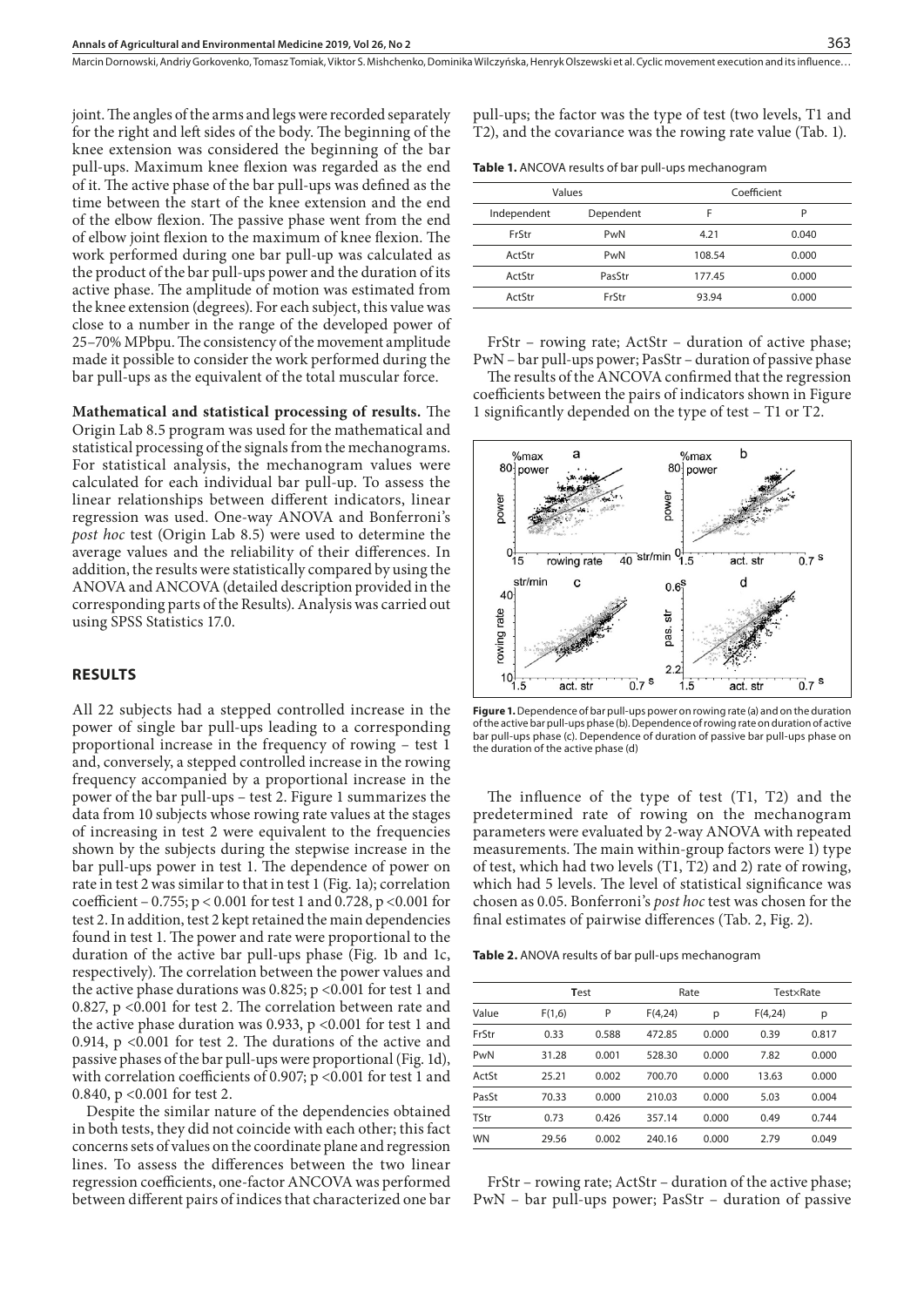joint. The angles of the arms and legs were recorded separately for the right and left sides of the body. The beginning of the knee extension was considered the beginning of the bar pull-ups. Maximum knee flexion was regarded as the end of it. The active phase of the bar pull-ups was defined as the time between the start of the knee extension and the end of the elbow flexion. The passive phase went from the end of elbow joint flexion to the maximum of knee flexion. The work performed during one bar pull-up was calculated as the product of the bar pull-ups power and the duration of its active phase. The amplitude of motion was estimated from the knee extension (degrees). For each subject, this value was close to a number in the range of the developed power of 25–70% MPbpu. The consistency of the movement amplitude made it possible to consider the work performed during the bar pull-ups as the equivalent of the total muscular force.

**Mathematical and statistical processing of results.** The Origin Lab 8.5 program was used for the mathematical and statistical processing of the signals from the mechanograms. For statistical analysis, the mechanogram values were calculated for each individual bar pull-up. To assess the linear relationships between different indicators, linear regression was used. One-way ANOVA and Bonferroni's *post hoc* test (Origin Lab 8.5) were used to determine the average values and the reliability of their differences. In addition, the results were statistically compared by using the ANOVA and ANCOVA (detailed description provided in the corresponding parts of the Results). Analysis was carried out using SPSS Statistics 17.0.

## RESULTS

All 22 subjects had a stepped controlled increase in the power of single bar pull-ups leading to a corresponding proportional increase in the frequency of rowing – test 1 and, conversely, a stepped controlled increase in the rowing frequency accompanied by a proportional increase in the power of the bar pull-ups – test 2. Figure 1 summarizes the data from 10 subjects whose rowing rate values at the stages of increasing in test 2 were equivalent to the frequencies shown by the subjects during the stepwise increase in the bar pull-ups power in test 1. The dependence of power on rate in test 2 was similar to that in test 1 (Fig. 1a); correlation coefficient – 0.755; $p < 0.001$ for test 1 and 0.728, $p < 0.001$ for test 2. In addition, test 2 kept retained the main dependencies found in test 1. The power and rate were proportional to the duration of the active bar pull-ups phase (Fig. 1b and 1c, respectively). The correlation between the power values and the active phase durations was 0.825; $p < 0.001$ for test 1 and 0.827, $p < 0.001$ for test 2. The correlation between rate and the active phase duration was 0.933, $p < 0.001$ for test 1 and 0.914, $p < 0.001$ for test 2. The durations of the active and passive phases of the bar pull-ups were proportional (Fig. 1d), with correlation coefficients of 0.907; $p < 0.001$ for test 1 and 0.840, $p < 0.001$ for test 2.

Despite the similar nature of the dependencies obtained in both tests, they did not coincide with each other; this fact concerns sets of values on the coordinate plane and regression lines. To assess the differences between the two linear regression coefficients, one-factor ANCOVA was performed between different pairs of indices that characterized one bar pull-ups; the factor was the type of test (two levels, T1 and T2), and the covariance was the rowing rate value (Tab. 1).

**Table 1.** ANCOVA results of bar pull-ups mechanogram

| Values | | Coefficient | |
|---|---|---|---|
| Independent | Dependent | F | P |
| FrStr | PwN | 4.21 | 0.040 |
| ActStr | PwN | 108.54 | 0.000 |
| ActStr | PasStr | 177.45 | 0.000 |
| ActStr | FrStr | 93.94 | 0.000 |

FrStr – rowing rate; ActStr – duration of active phase; PwN – bar pull-ups power; PasStr – duration of passive phase

The results of the ANCOVA confirmed that the regression coefficients between the pairs of indicators shown in Figure 1 significantly depended on the type of test – T1 or T2.

**Figure 1.** Dependence of bar pull-ups power on rowing rate (a) and on the duration of the active bar pull-ups phase (b). Dependence of rowing rate on duration of active bar pull-ups phase (c). Dependence of duration of passive bar pull-ups phase on the duration of the active phase (d)

The influence of the type of test (T1, T2) and the predetermined rate of rowing on the mechanogram parameters were evaluated by 2-way ANOVA with repeated measurements. The main within-group factors were 1) type of test, which had two levels (T1, T2) and 2) rate of rowing, which had 5 levels. The level of statistical significance was chosen as 0.05. Bonferroni's *post hoc* test was chosen for the final estimates of pairwise differences (Tab. 2, Fig. 2).

**Table 2.** ANOVA results of bar pull-ups mechanogram

| | Test | | Rate | | Test×Rate | |
|---|---|---|---|---|---|---|
| Value | $F(1,6)$ | P | $F(4,24)$ | p | $F(4,24)$ | p |
| FrStr | 0.33 | 0.588 | 472.85 | 0.000 | 0.39 | 0.817 |
| PwN | 31.28 | 0.001 | 528.30 | 0.000 | 7.82 | 0.000 |
| ActSt | 25.21 | 0.002 | 700.70 | 0.000 | 13.63 | 0.000 |
| PasSt | 70.33 | 0.000 | 210.03 | 0.000 | 5.03 | 0.004 |
| TStr | 0.73 | 0.426 | 357.14 | 0.000 | 0.49 | 0.744 |
| WN | 29.56 | 0.002 | 240.16 | 0.000 | 2.79 | 0.049 |

FrStr – rowing rate; ActStr – duration of the active phase; PwN – bar pull-ups power; PasStr – duration of passive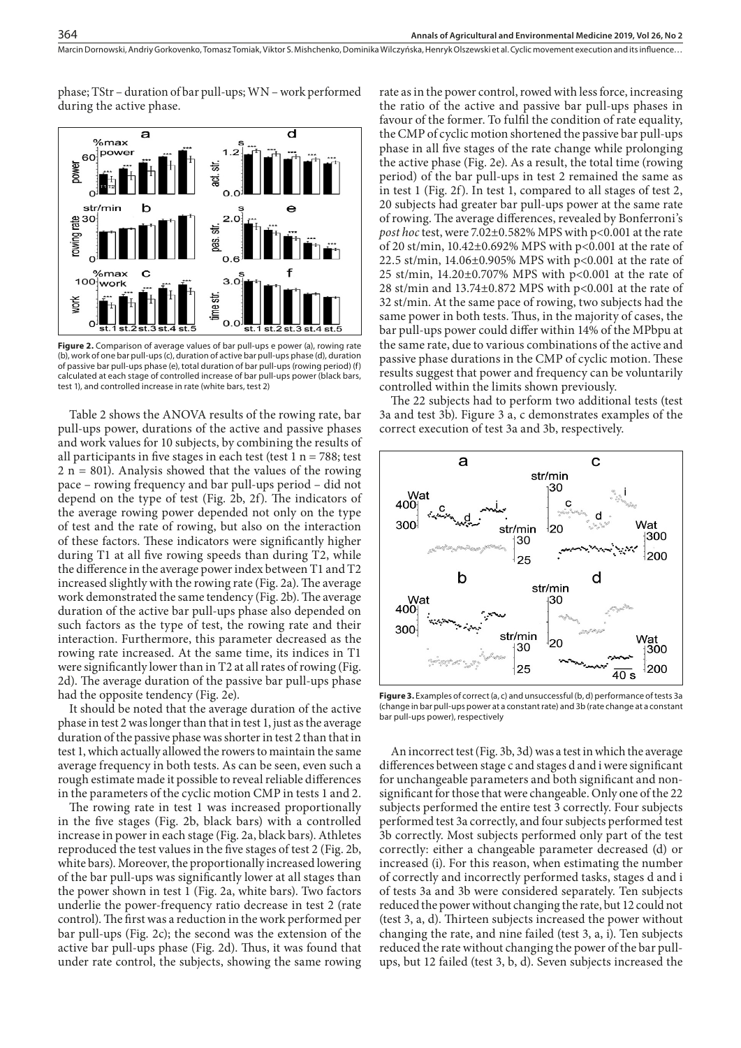phase; TStr – duration of bar pull-ups; WN – work performed during the active phase.

**Figure 2.** Comparison of average values of bar pull-ups e power (a), rowing rate (b), work of one bar pull-ups (c), duration of active bar pull-ups phase (d), duration of passive bar pull-ups phase (e), total duration of bar pull-ups (rowing period) (f) calculated at each stage of controlled increase of bar pull-ups power (black bars, test 1), and controlled increase in rate (white bars, test 2)

Table 2 shows the ANOVA results of the rowing rate, bar pull-ups power, durations of the active and passive phases and work values for 10 subjects, by combining the results of all participants in five stages in each test (test 1 n = 788; test 2 n = 801). Analysis showed that the values of the rowing pace – rowing frequency and bar pull-ups period – did not depend on the type of test (Fig. 2b, 2f). The indicators of the average rowing power depended not only on the type of test and the rate of rowing, but also on the interaction of these factors. These indicators were significantly higher during T1 at all five rowing speeds than during T2, while the difference in the average power index between T1 and T2 increased slightly with the rowing rate (Fig. 2a). The average work demonstrated the same tendency (Fig. 2b). The average duration of the active bar pull-ups phase also depended on such factors as the type of test, the rowing rate and their interaction. Furthermore, this parameter decreased as the rowing rate increased. At the same time, its indices in T1 were significantly lower than in T2 at all rates of rowing (Fig. 2d). The average duration of the passive bar pull-ups phase had the opposite tendency (Fig. 2e).

It should be noted that the average duration of the active phase in test 2 was longer than that in test 1, just as the average duration of the passive phase was shorter in test 2 than that in test 1, which actually allowed the rowers to maintain the same average frequency in both tests. As can be seen, even such a rough estimate made it possible to reveal reliable differences in the parameters of the cyclic motion CMP in tests 1 and 2.

The rowing rate in test 1 was increased proportionally in the five stages (Fig. 2b, black bars) with a controlled increase in power in each stage (Fig. 2a, black bars). Athletes reproduced the test values in the five stages of test 2 (Fig. 2b, white bars). Moreover, the proportionally increased lowering of the bar pull-ups was significantly lower at all stages than the power shown in test 1 (Fig. 2a, white bars). Two factors underlie the power-frequency ratio decrease in test 2 (rate control). The first was a reduction in the work performed per bar pull-ups (Fig. 2c); the second was the extension of the active bar pull-ups phase (Fig. 2d). Thus, it was found that under rate control, the subjects, showing the same rowing rate as in the power control, rowed with less force, increasing the ratio of the active and passive bar pull-ups phases in favour of the former. To fulfil the condition of rate equality, the CMP of cyclic motion shortened the passive bar pull-ups phase in all five stages of the rate change while prolonging the active phase (Fig. 2e). As a result, the total time (rowing period) of the bar pull-ups in test 2 remained the same as in test 1 (Fig. 2f). In test 1, compared to all stages of test 2, 20 subjects had greater bar pull-ups power at the same rate of rowing. The average differences, revealed by Bonferroni's *post hoc* test, were 7.02±0.582% MPS with $p<0.001$ at the rate of 20 st/min, 10.42±0.692% MPS with $p<0.001$ at the rate of 22.5 st/min, 14.06±0.905% MPS with $p<0.001$ at the rate of 25 st/min, 14.20±0.707% MPS with $p<0.001$ at the rate of 28 st/min and 13.74±0.872 MPS with $p<0.001$ at the rate of 32 st/min. At the same pace of rowing, two subjects had the same power in both tests. Thus, in the majority of cases, the bar pull-ups power could differ within 14% of the MPbpu at the same rate, due to various combinations of the active and passive phase durations in the CMP of cyclic motion. These results suggest that power and frequency can be voluntarily controlled within the limits shown previously.

The 22 subjects had to perform two additional tests (test 3a and test 3b). Figure 3 a, c demonstrates examples of the correct execution of test 3a and 3b, respectively.

**Figure 3.** Examples of correct (a, c) and unsuccessful (b, d) performance of tests 3a (change in bar pull-ups power at a constant rate) and 3b (rate change at a constant bar pull-ups power), respectively

An incorrect test (Fig. 3b, 3d) was a test in which the average differences between stage c and stages d and i were significant for unchangeable parameters and both significant and non-significant for those that were changeable. Only one of the 22 subjects performed the entire test 3 correctly. Four subjects performed test 3a correctly, and four subjects performed test 3b correctly. Most subjects performed only part of the test correctly: either a changeable parameter decreased (d) or increased (i). For this reason, when estimating the number of correctly and incorrectly performed tasks, stages d and i of tests 3a and 3b were considered separately. Ten subjects reduced the power without changing the rate, but 12 could not (test 3, a, d). Thirteen subjects increased the power without changing the rate, and nine failed (test 3, a, i). Ten subjects reduced the rate without changing the power of the bar pull-ups, but 12 failed (test 3, b, d). Seven subjects increased the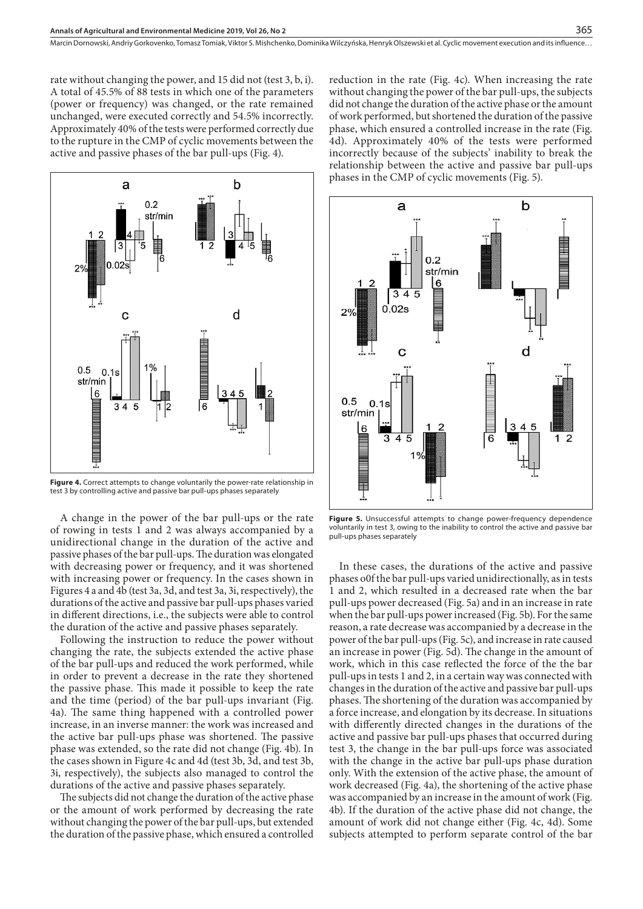rate without changing the power, and 15 did not (test 3, b, i). A total of 45.5% of 88 tests in which one of the parameters (power or frequency) was changed, or the rate remained unchanged, were executed correctly and 54.5% incorrectly. Approximately 40% of the tests were performed correctly due to the rupture in the CMP of cyclic movements between the active and passive phases of the bar pull-ups (Fig. 4).

**Figure 4.** Correct attempts to change voluntarily the power-rate relationship in test 3 by controlling active and passive bar pull-ups phases separately

A change in the power of the bar pull-ups or the rate of rowing in tests 1 and 2 was always accompanied by a unidirectional change in the duration of the active and passive phases of the bar pull-ups. The duration was elongated with decreasing power or frequency, and it was shortened with increasing power or frequency. In the cases shown in Figures 4 a and 4b (test 3a, 3d, and test 3a, 3i, respectively), the durations of the active and passive bar pull-ups phases varied in different directions, i.e., the subjects were able to control the duration of the active and passive phases separately.

Following the instruction to reduce the power without changing the rate, the subjects extended the active phase of the bar pull-ups and reduced the work performed, while in order to prevent a decrease in the rate they shortened the passive phase. This made it possible to keep the rate and the time (period) of the bar pull-ups invariant (Fig. 4a). The same thing happened with a controlled power increase, in an inverse manner: the work was increased and the active bar pull-ups phase was shortened. The passive phase was extended, so the rate did not change (Fig. 4b). In the cases shown in Figure 4c and 4d (test 3b, 3d, and test 3b, 3i, respectively), the subjects also managed to control the durations of the active and passive phases separately.

The subjects did not change the duration of the active phase or the amount of work performed by decreasing the rate without changing the power of the bar pull-ups, but extended the duration of the passive phase, which ensured a controlled reduction in the rate (Fig. 4c). When increasing the rate without changing the power of the bar pull-ups, the subjects did not change the duration of the active phase or the amount of work performed, but shortened the duration of the passive phase, which ensured a controlled increase in the rate (Fig. 4d). Approximately 40% of the tests were performed incorrectly because of the subjects' inability to break the relationship between the active and passive bar pull-ups phases in the CMP of cyclic movements (Fig. 5).

**Figure 5.** Unsuccessful attempts to change power-frequency dependence voluntarily in test 3, owing to the inability to control the active and passive bar pull-ups phases separately

In these cases, the durations of the active and passive phases o0f the bar pull-ups varied unidirectionally, as in tests 1 and 2, which resulted in a decreased rate when the bar pull-ups power decreased (Fig. 5a) and in an increase in rate when the bar pull-ups power increased (Fig. 5b). For the same reason, a rate decrease was accompanied by a decrease in the power of the bar pull-ups (Fig. 5c), and increase in rate caused an increase in power (Fig. 5d). The change in the amount of work, which in this case reflected the force of the the bar pull-ups in tests 1 and 2, in a certain way was connected with changes in the duration of the active and passive bar pull-ups phases. The shortening of the duration was accompanied by a force increase, and elongation by its decrease. In situations with differently directed changes in the durations of the active and passive bar pull-ups phases that occurred during test 3, the change in the bar pull-ups force was associated with the change in the active bar pull-ups phase duration only. With the extension of the active phase, the amount of work decreased (Fig. 4a), the shortening of the active phase was accompanied by an increase in the amount of work (Fig. 4b). If the duration of the active phase did not change, the amount of work did not change either (Fig. 4c, 4d). Some subjects attempted to perform separate control of the bar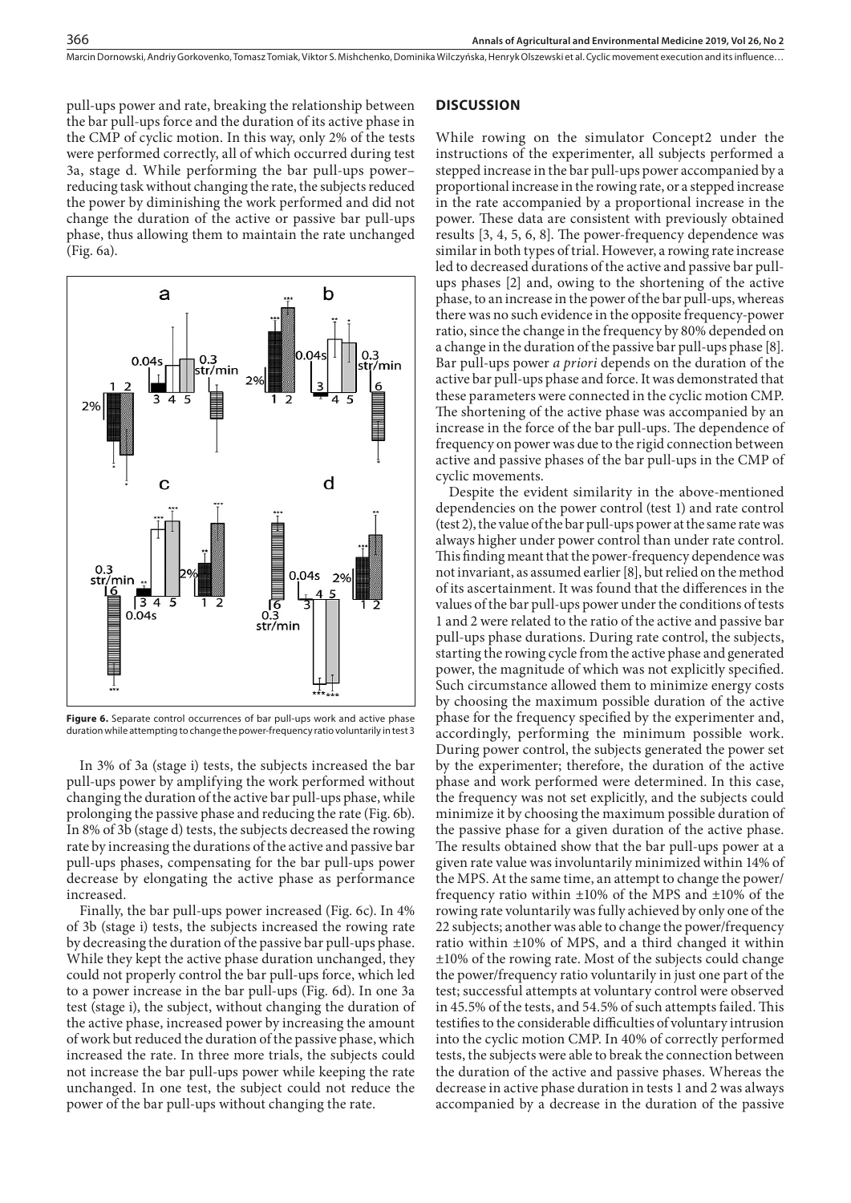pull-ups power and rate, breaking the relationship between the bar pull-ups force and the duration of its active phase in the CMP of cyclic motion. In this way, only 2% of the tests were performed correctly, all of which occurred during test 3a, stage d. While performing the bar pull-ups power–reducing task without changing the rate, the subjects reduced the power by diminishing the work performed and did not change the duration of the active or passive bar pull-ups phase, thus allowing them to maintain the rate unchanged (Fig. 6a).

**Figure 6.** Separate control occurrences of bar pull-ups work and active phase duration while attempting to change the power-frequency ratio voluntarily in test 3

In 3% of 3a (stage i) tests, the subjects increased the bar pull-ups power by amplifying the work performed without changing the duration of the active bar pull-ups phase, while prolonging the passive phase and reducing the rate (Fig. 6b). In 8% of 3b (stage d) tests, the subjects decreased the rowing rate by increasing the durations of the active and passive bar pull-ups phases, compensating for the bar pull-ups power decrease by elongating the active phase as performance increased.

Finally, the bar pull-ups power increased (Fig. 6c). In 4% of 3b (stage i) tests, the subjects increased the rowing rate by decreasing the duration of the passive bar pull-ups phase. While they kept the active phase duration unchanged, they could not properly control the bar pull-ups force, which led to a power increase in the bar pull-ups (Fig. 6d). In one 3a test (stage i), the subject, without changing the duration of the active phase, increased power by increasing the amount of work but reduced the duration of the passive phase, which increased the rate. In three more trials, the subjects could not increase the bar pull-ups power while keeping the rate unchanged. In one test, the subject could not reduce the power of the bar pull-ups without changing the rate.

## DISCUSSION

While rowing on the simulator Concept2 under the instructions of the experimenter, all subjects performed a stepped increase in the bar pull-ups power accompanied by a proportional increase in the rowing rate, or a stepped increase in the rate accompanied by a proportional increase in the power. These data are consistent with previously obtained results [3, 4, 5, 6, 8]. The power-frequency dependence was similar in both types of trial. However, a rowing rate increase led to decreased durations of the active and passive bar pull-ups phases [2] and, owing to the shortening of the active phase, to an increase in the power of the bar pull-ups, whereas there was no such evidence in the opposite frequency-power ratio, since the change in the frequency by 80% depended on a change in the duration of the passive bar pull-ups phase [8]. Bar pull-ups power *a priori* depends on the duration of the active bar pull-ups phase and force. It was demonstrated that these parameters were connected in the cyclic motion CMP. The shortening of the active phase was accompanied by an increase in the force of the bar pull-ups. The dependence of frequency on power was due to the rigid connection between active and passive phases of the bar pull-ups in the CMP of cyclic movements.

Despite the evident similarity in the above-mentioned dependencies on the power control (test 1) and rate control (test 2), the value of the bar pull-ups power at the same rate was always higher under power control than under rate control. This finding meant that the power-frequency dependence was not invariant, as assumed earlier [8], but relied on the method of its ascertainment. It was found that the differences in the values of the bar pull-ups power under the conditions of tests 1 and 2 were related to the ratio of the active and passive bar pull-ups phase durations. During rate control, the subjects, starting the rowing cycle from the active phase and generated power, the magnitude of which was not explicitly specified. Such circumstance allowed them to minimize energy costs by choosing the maximum possible duration of the active phase for the frequency specified by the experimenter and, accordingly, performing the minimum possible work. During power control, the subjects generated the power set by the experimenter; therefore, the duration of the active phase and work performed were determined. In this case, the frequency was not set explicitly, and the subjects could minimize it by choosing the maximum possible duration of the passive phase for a given duration of the active phase. The results obtained show that the bar pull-ups power at a given rate value was involuntarily minimized within 14% of the MPS. At the same time, an attempt to change the power/frequency ratio within ±10% of the MPS and ±10% of the rowing rate voluntarily was fully achieved by only one of the 22 subjects; another was able to change the power/frequency ratio within ±10% of MPS, and a third changed it within ±10% of the rowing rate. Most of the subjects could change the power/frequency ratio voluntarily in just one part of the test; successful attempts at voluntary control were observed in 45.5% of the tests, and 54.5% of such attempts failed. This testifies to the considerable difficulties of voluntary intrusion into the cyclic motion CMP. In 40% of correctly performed tests, the subjects were able to break the connection between the duration of the active and passive phases. Whereas the decrease in active phase duration in tests 1 and 2 was always accompanied by a decrease in the duration of the passive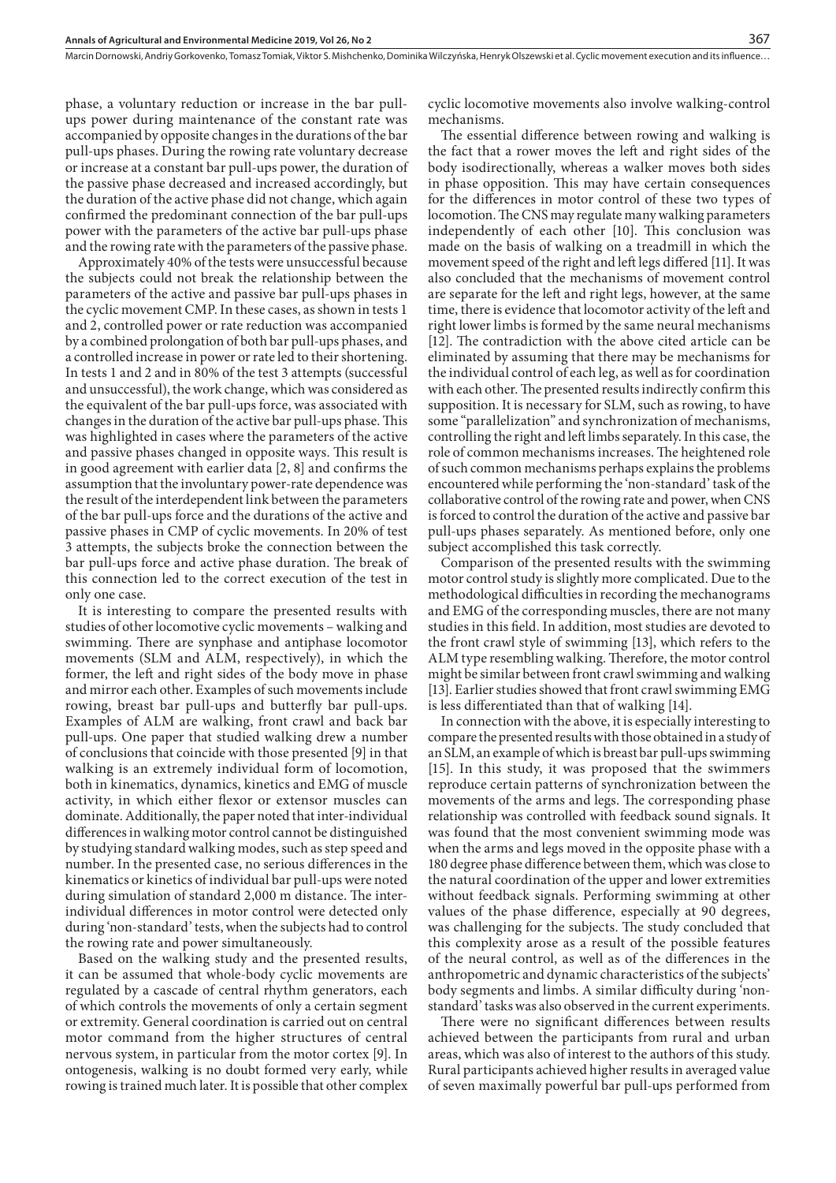phase, a voluntary reduction or increase in the bar pull-ups power during maintenance of the constant rate was accompanied by opposite changes in the durations of the bar pull-ups phases. During the rowing rate voluntary decrease or increase at a constant bar pull-ups power, the duration of the passive phase decreased and increased accordingly, but the duration of the active phase did not change, which again confirmed the predominant connection of the bar pull-ups power with the parameters of the active bar pull-ups phase and the rowing rate with the parameters of the passive phase.

Approximately 40% of the tests were unsuccessful because the subjects could not break the relationship between the parameters of the active and passive bar pull-ups phases in the cyclic movement CMP. In these cases, as shown in tests 1 and 2, controlled power or rate reduction was accompanied by a combined prolongation of both bar pull-ups phases, and a controlled increase in power or rate led to their shortening. In tests 1 and 2 and in 80% of the test 3 attempts (successful and unsuccessful), the work change, which was considered as the equivalent of the bar pull-ups force, was associated with changes in the duration of the active bar pull-ups phase. This was highlighted in cases where the parameters of the active and passive phases changed in opposite ways. This result is in good agreement with earlier data [2, 8] and confirms the assumption that the involuntary power-rate dependence was the result of the interdependent link between the parameters of the bar pull-ups force and the durations of the active and passive phases in CMP of cyclic movements. In 20% of test 3 attempts, the subjects broke the connection between the bar pull-ups force and active phase duration. The break of this connection led to the correct execution of the test in only one case.

It is interesting to compare the presented results with studies of other locomotive cyclic movements – walking and swimming. There are synphase and antiphase locomotor movements (SLM and ALM, respectively), in which the former, the left and right sides of the body move in phase and mirror each other. Examples of such movements include rowing, breast bar pull-ups and butterfly bar pull-ups. Examples of ALM are walking, front crawl and back bar pull-ups. One paper that studied walking drew a number of conclusions that coincide with those presented [9] in that walking is an extremely individual form of locomotion, both in kinematics, dynamics, kinetics and EMG of muscle activity, in which either flexor or extensor muscles can dominate. Additionally, the paper noted that inter-individual differences in walking motor control cannot be distinguished by studying standard walking modes, such as step speed and number. In the presented case, no serious differences in the kinematics or kinetics of individual bar pull-ups were noted during simulation of standard 2,000 m distance. The inter-individual differences in motor control were detected only during 'non-standard' tests, when the subjects had to control the rowing rate and power simultaneously.

Based on the walking study and the presented results, it can be assumed that whole-body cyclic movements are regulated by a cascade of central rhythm generators, each of which controls the movements of only a certain segment or extremity. General coordination is carried out on central motor command from the higher structures of central nervous system, in particular from the motor cortex [9]. In ontogenesis, walking is no doubt formed very early, while rowing is trained much later. It is possible that other complex cyclic locomotive movements also involve walking-control mechanisms.

The essential difference between rowing and walking is the fact that a rower moves the left and right sides of the body isodirectionally, whereas a walker moves both sides in phase opposition. This may have certain consequences for the differences in motor control of these two types of locomotion. The CNS may regulate many walking parameters independently of each other [10]. This conclusion was made on the basis of walking on a treadmill in which the movement speed of the right and left legs differed [11]. It was also concluded that the mechanisms of movement control are separate for the left and right legs, however, at the same time, there is evidence that locomotor activity of the left and right lower limbs is formed by the same neural mechanisms [12]. The contradiction with the above cited article can be eliminated by assuming that there may be mechanisms for the individual control of each leg, as well as for coordination with each other. The presented results indirectly confirm this supposition. It is necessary for SLM, such as rowing, to have some "parallelization" and synchronization of mechanisms, controlling the right and left limbs separately. In this case, the role of common mechanisms increases. The heightened role of such common mechanisms perhaps explains the problems encountered while performing the 'non-standard' task of the collaborative control of the rowing rate and power, when CNS is forced to control the duration of the active and passive bar pull-ups phases separately. As mentioned before, only one subject accomplished this task correctly.

Comparison of the presented results with the swimming motor control study is slightly more complicated. Due to the methodological difficulties in recording the mechanograms and EMG of the corresponding muscles, there are not many studies in this field. In addition, most studies are devoted to the front crawl style of swimming [13], which refers to the ALM type resembling walking. Therefore, the motor control might be similar between front crawl swimming and walking [13]. Earlier studies showed that front crawl swimming EMG is less differentiated than that of walking [14].

In connection with the above, it is especially interesting to compare the presented results with those obtained in a study of an SLM, an example of which is breast bar pull-ups swimming [15]. In this study, it was proposed that the swimmers reproduce certain patterns of synchronization between the movements of the arms and legs. The corresponding phase relationship was controlled with feedback sound signals. It was found that the most convenient swimming mode was when the arms and legs moved in the opposite phase with a 180 degree phase difference between them, which was close to the natural coordination of the upper and lower extremities without feedback signals. Performing swimming at other values of the phase difference, especially at 90 degrees, was challenging for the subjects. The study concluded that this complexity arose as a result of the possible features of the neural control, as well as of the differences in the anthropometric and dynamic characteristics of the subjects' body segments and limbs. A similar difficulty during 'non-standard' tasks was also observed in the current experiments.

There were no significant differences between results achieved between the participants from rural and urban areas, which was also of interest to the authors of this study. Rural participants achieved higher results in averaged value of seven maximally powerful bar pull-ups performed from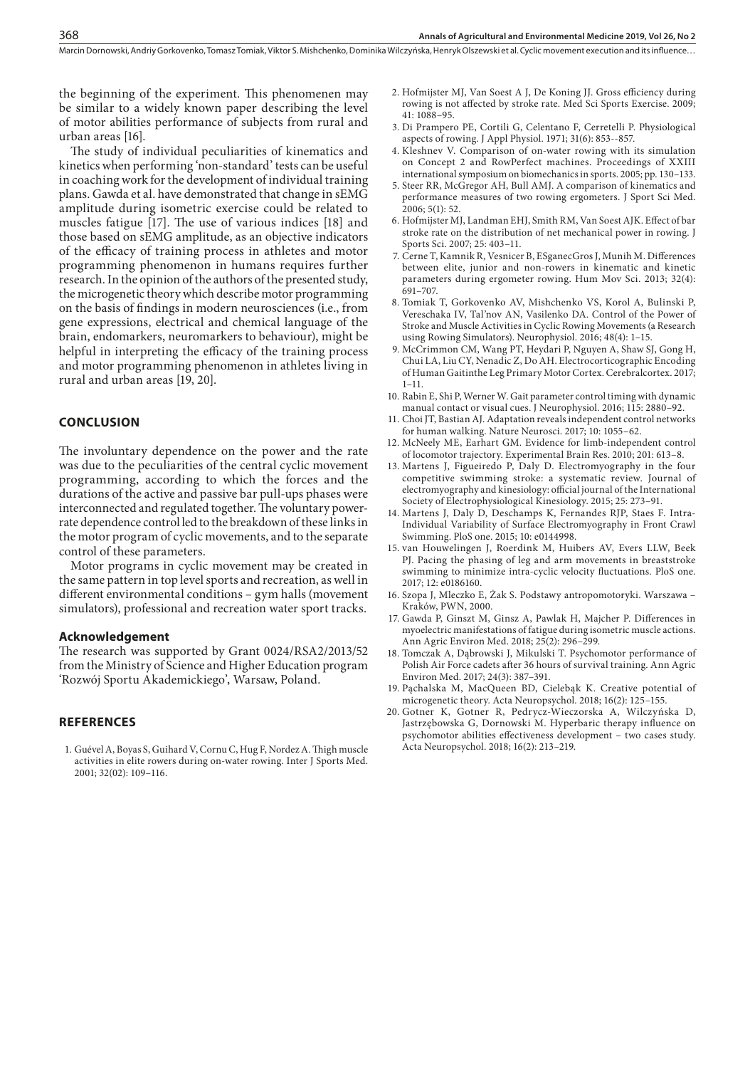the beginning of the experiment. This phenomenen may be similar to a widely known paper describing the level of motor abilities performance of subjects from rural and urban areas [16].

The study of individual peculiarities of kinematics and kinetics when performing 'non-standard' tests can be useful in coaching work for the development of individual training plans. Gawda et al. have demonstrated that change in sEMG amplitude during isometric exercise could be related to muscles fatigue [17]. The use of various indices [18] and those based on sEMG amplitude, as an objective indicators of the efficacy of training process in athletes and motor programming phenomenon in humans requires further research. In the opinion of the authors of the presented study, the microgenetic theory which describe motor programming on the basis of findings in modern neurosciences (i.e., from gene expressions, electrical and chemical language of the brain, endomarkers, neuromarkers to behaviour), might be helpful in interpreting the efficacy of the training process and motor programming phenomenon in athletes living in rural and urban areas [19, 20].

## CONCLUSION

The involuntary dependence on the power and the rate was due to the peculiarities of the central cyclic movement programming, according to which the forces and the durations of the active and passive bar pull-ups phases were interconnected and regulated together. The voluntary power-rate dependence control led to the breakdown of these links in the motor program of cyclic movements, and to the separate control of these parameters.

Motor programs in cyclic movement may be created in the same pattern in top level sports and recreation, as well in different environmental conditions – gym halls (movement simulators), professional and recreation water sport tracks.

### Acknowledgement

The research was supported by Grant 0024/RSA2/2013/52 from the Ministry of Science and Higher Education program 'Rozwój Sportu Akademickiego', Warsaw, Poland.

## REFERENCES

1. Guével A, Boyas S, Guihard V, Cornu C, Hug F, Nordez A. Thigh muscle activities in elite rowers during on-water rowing. Inter J Sports Med. 2001; 32(02): 109–116.
2. Hofmijster MJ, Van Soest A J, De Koning JJ. Gross efficiency during rowing is not affected by stroke rate. Med Sci Sports Exercise. 2009; 41: 1088–95.
3. Di Prampero PE, Cortili G, Celentano F, Cerretelli P. Physiological aspects of rowing. J Appl Physiol. 1971; 31(6): 853--857.
4. Kleshnev V. Comparison of on-water rowing with its simulation on Concept 2 and RowPerfect machines. Proceedings of XXIII international symposium on biomechanics in sports. 2005; pp. 130–133.
5. Steer RR, McGregor AH, Bull AMJ. A comparison of kinematics and performance measures of two rowing ergometers. J Sport Sci Med. 2006; 5(1): 52.
6. Hofmijster MJ, Landman EHJ, Smith RM, Van Soest AJK. Effect of bar stroke rate on the distribution of net mechanical power in rowing. J Sports Sci. 2007; 25: 403–11.
7. Cerne T, Kamnik R, Vesnicer B, ESganecGros J, Munih M. Differences between elite, junior and non-rowers in kinematic and kinetic parameters during ergometer rowing. Hum Mov Sci. 2013; 32(4): 691–707.
8. Tomiak T, Gorkovenko AV, Mishchenko VS, Korol A, Bulinski P, Vereschaka IV, Tal'nov AN, Vasilenko DA. Control of the Power of Stroke and Muscle Activities in Cyclic Rowing Movements (a Research using Rowing Simulators). Neurophysiol. 2016; 48(4): 1–15.
9. McCrimmon CM, Wang PT, Heydari P, Nguyen A, Shaw SJ, Gong H, Chui LA, Liu CY, Nenadic Z, Do AH. Electrocorticographic Encoding of Human Gaitinthe Leg Primary Motor Cortex. Cerebralcortex. 2017; 1–11.
10. Rabin E, Shi P, Werner W. Gait parameter control timing with dynamic manual contact or visual cues. J Neurophysiol. 2016; 115: 2880–92.
11. Choi JT, Bastian AJ. Adaptation reveals independent control networks for human walking. Nature Neurosci. 2017; 10: 1055–62.
12. McNeely ME, Earhart GM. Evidence for limb-independent control of locomotor trajectory. Experimental Brain Res. 2010; 201: 613–8.
13. Martens J, Figueiredo P, Daly D. Electromyography in the four competitive swimming stroke: a systematic review. Journal of electromyography and kinesiology: official journal of the International Society of Electrophysiological Kinesiology. 2015; 25: 273–91.
14. Martens J, Daly D, Deschamps K, Fernandes RJP, Staes F. Intra-Individual Variability of Surface Electromyography in Front Crawl Swimming. PloS one. 2015; 10: e0144998.
15. van Houwelingen J, Roerdink M, Huibers AV, Evers LLW, Beek PJ. Pacing the phasing of leg and arm movements in breaststroke swimming to minimize intra-cyclic velocity fluctuations. PloS one. 2017; 12: e0186160.
16. Szopa J, Mleczko E, Żak S. Podstawy antropomotoryki. Warszawa – Kraków, PWN, 2000.
17. Gawda P, Ginszt M, Ginsz A, Pawlak H, Majcher P. Differences in myoelectric manifestations of fatigue during isometric muscle actions. Ann Agric Environ Med. 2018; 25(2): 296–299.
18. Tomczak A, Dąbrowski J, Mikulski T. Psychomotor performance of Polish Air Force cadets after 36 hours of survival training. Ann Agric Environ Med. 2017; 24(3): 387–391.
19. Pąchalska M, MacQueen BD, Cielebąk K. Creative potential of microgenetic theory. Acta Neuropsychol. 2018; 16(2): 125–155.
20. Gotner K, Gotner R, Pedrycz-Wieczorska A, Wilczyńska D, Jastrzębowska G, Dornowski M. Hyperbaric therapy influence on psychomotor abilities effectiveness development – two cases study. Acta Neuropsychol. 2018; 16(2): 213–219.